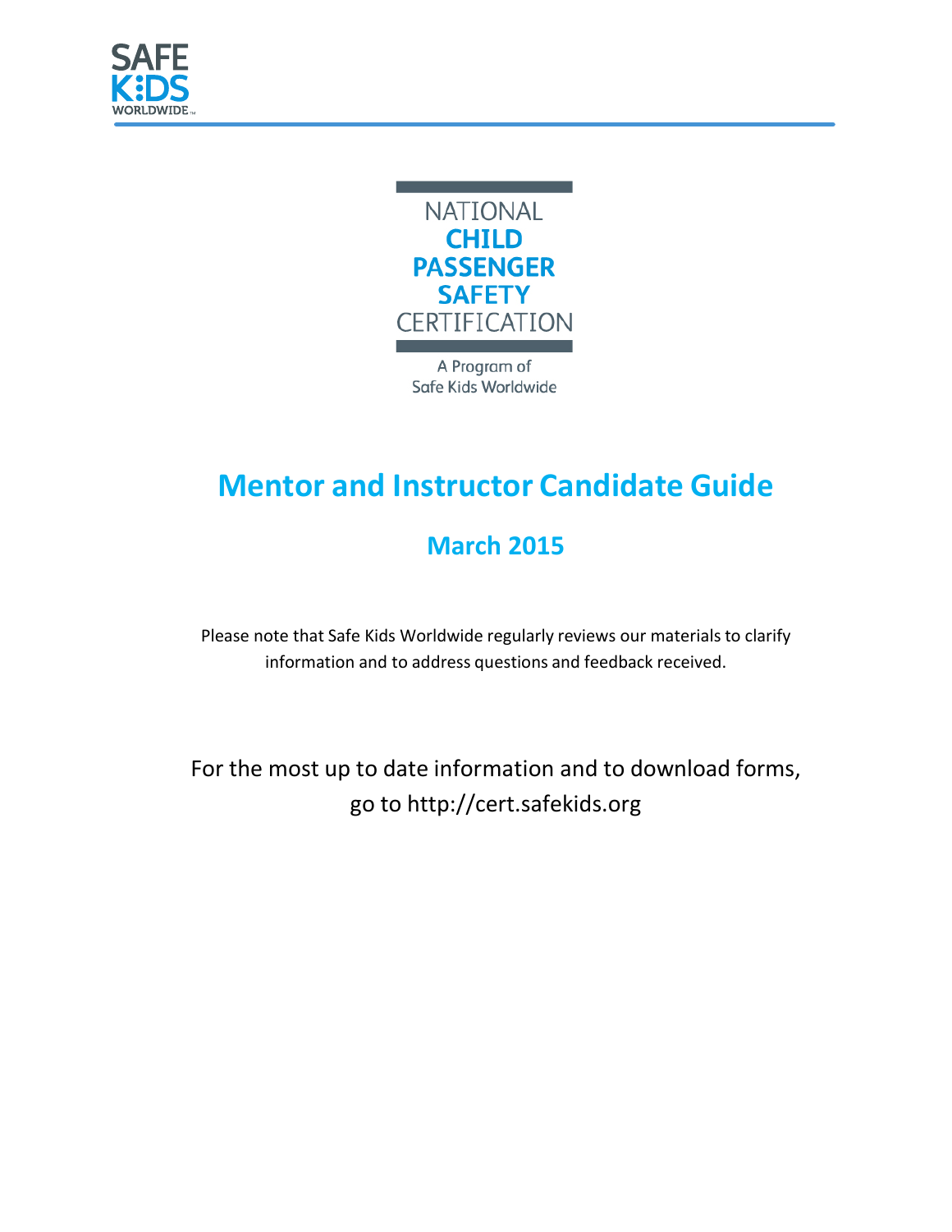SAFE KIDS WORLDWIDE

NATIONAL **CHILD PASSENGER SAFETY** CERTIFICATION

A Program of Safe Kids Worldwide

# Mentor and Instructor Candidate Guide

## March 2015

Please note that Safe Kids Worldwide regularly reviews our materials to clarify information and to address questions and feedback received.

For the most up to date information and to download forms, go to http://cert.safekids.org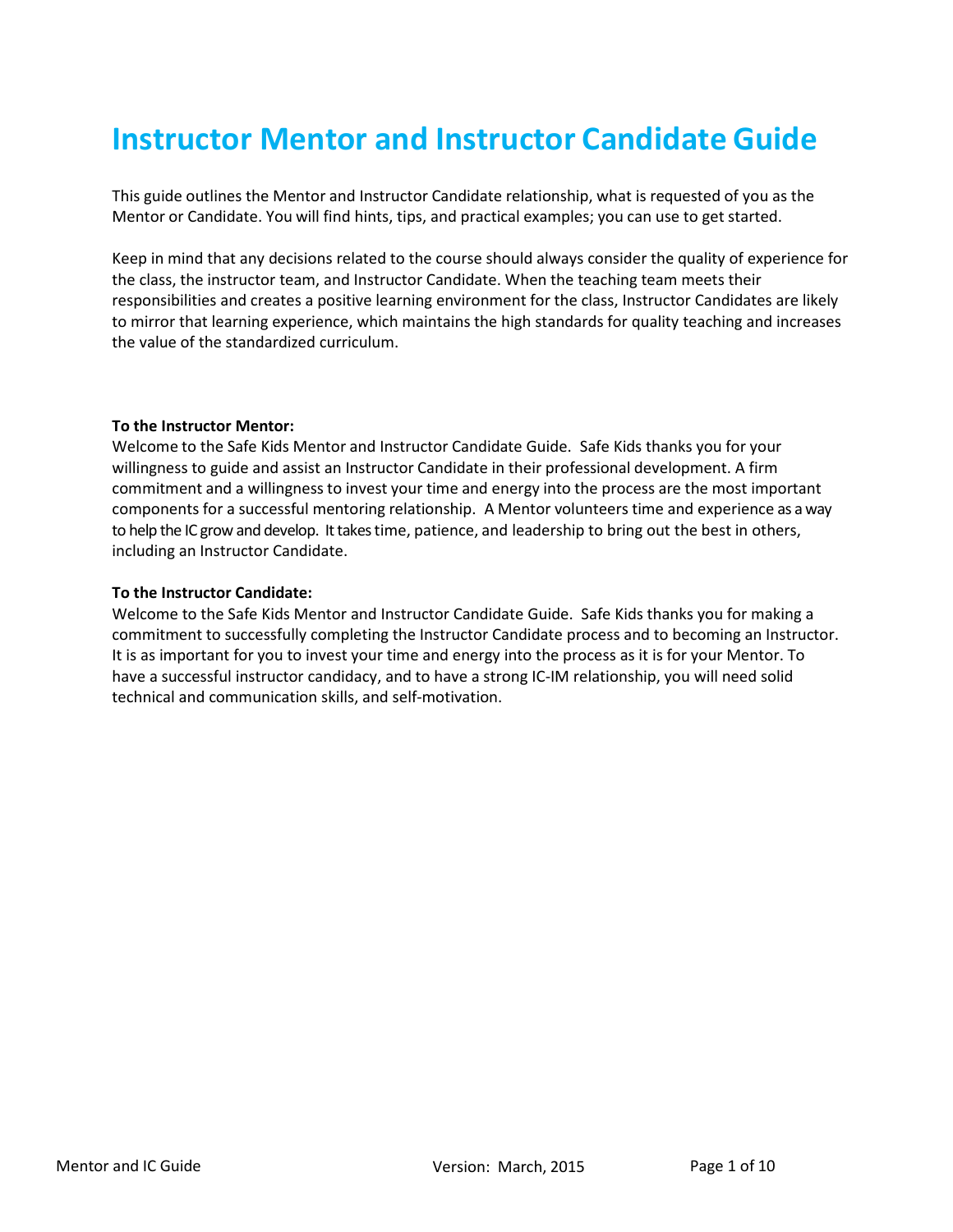# Instructor Mentor and Instructor Candidate Guide

This guide outlines the Mentor and Instructor Candidate relationship, what is requested of you as the Mentor or Candidate. You will find hints, tips, and practical examples; you can use to get started.

Keep in mind that any decisions related to the course should always consider the quality of experience for the class, the instructor team, and Instructor Candidate. When the teaching team meets their responsibilities and creates a positive learning environment for the class, Instructor Candidates are likely to mirror that learning experience, which maintains the high standards for quality teaching and increases the value of the standardized curriculum.

**To the Instructor Mentor:**
Welcome to the Safe Kids Mentor and Instructor Candidate Guide. Safe Kids thanks you for your willingness to guide and assist an Instructor Candidate in their professional development. A firm commitment and a willingness to invest your time and energy into the process are the most important components for a successful mentoring relationship. A Mentor volunteers time and experience as a way to help the IC grow and develop. It takes time, patience, and leadership to bring out the best in others, including an Instructor Candidate.

**To the Instructor Candidate:**
Welcome to the Safe Kids Mentor and Instructor Candidate Guide. Safe Kids thanks you for making a commitment to successfully completing the Instructor Candidate process and to becoming an Instructor. It is as important for you to invest your time and energy into the process as it is for your Mentor. To have a successful instructor candidacy, and to have a strong IC-IM relationship, you will need solid technical and communication skills, and self-motivation.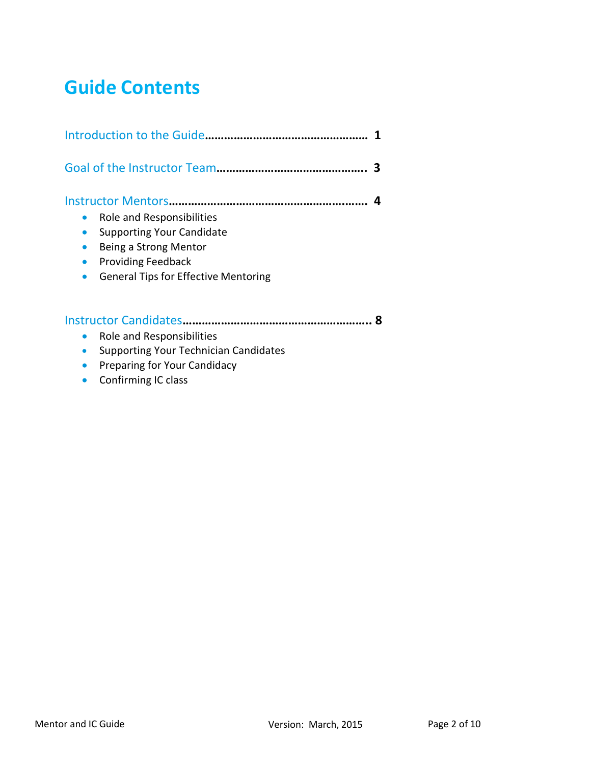# Guide Contents

Introduction to the Guide…………………………………………… **1**

Goal of the Instructor Team……………………………………… **3**

Instructor Mentors…………………………………………………… **4**

- Role and Responsibilities
- Supporting Your Candidate
- Being a Strong Mentor
- Providing Feedback
- General Tips for Effective Mentoring

Instructor Candidates………………………………………………. **8**

- Role and Responsibilities
- Supporting Your Technician Candidates
- Preparing for Your Candidacy
- Confirming IC class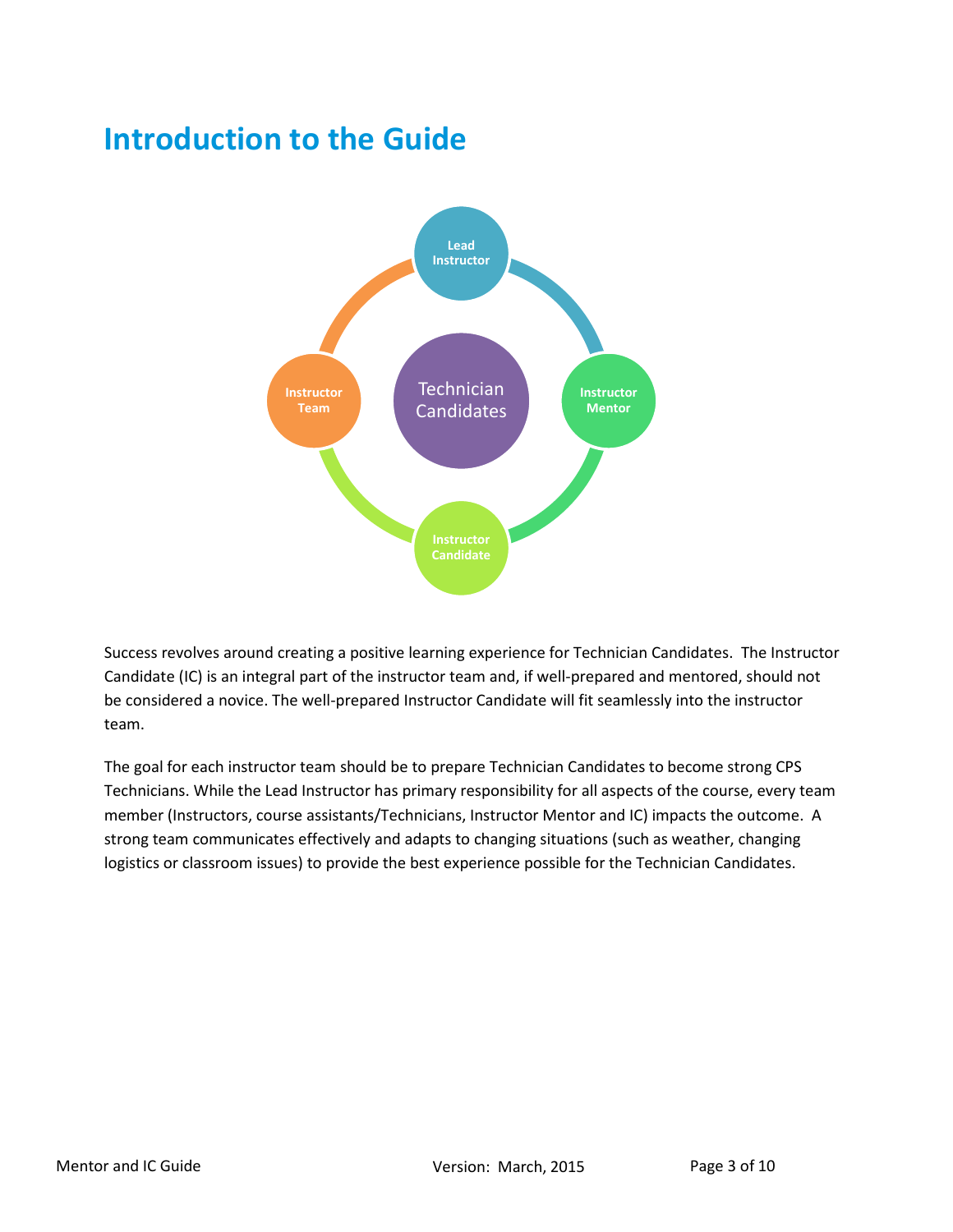# Introduction to the Guide

Lead Instructor

Instructor Team

Technician Candidates

Instructor Mentor

Instructor Candidate

Success revolves around creating a positive learning experience for Technician Candidates. The Instructor Candidate (IC) is an integral part of the instructor team and, if well-prepared and mentored, should not be considered a novice. The well-prepared Instructor Candidate will fit seamlessly into the instructor team.

The goal for each instructor team should be to prepare Technician Candidates to become strong CPS Technicians. While the Lead Instructor has primary responsibility for all aspects of the course, every team member (Instructors, course assistants/Technicians, Instructor Mentor and IC) impacts the outcome. A strong team communicates effectively and adapts to changing situations (such as weather, changing logistics or classroom issues) to provide the best experience possible for the Technician Candidates.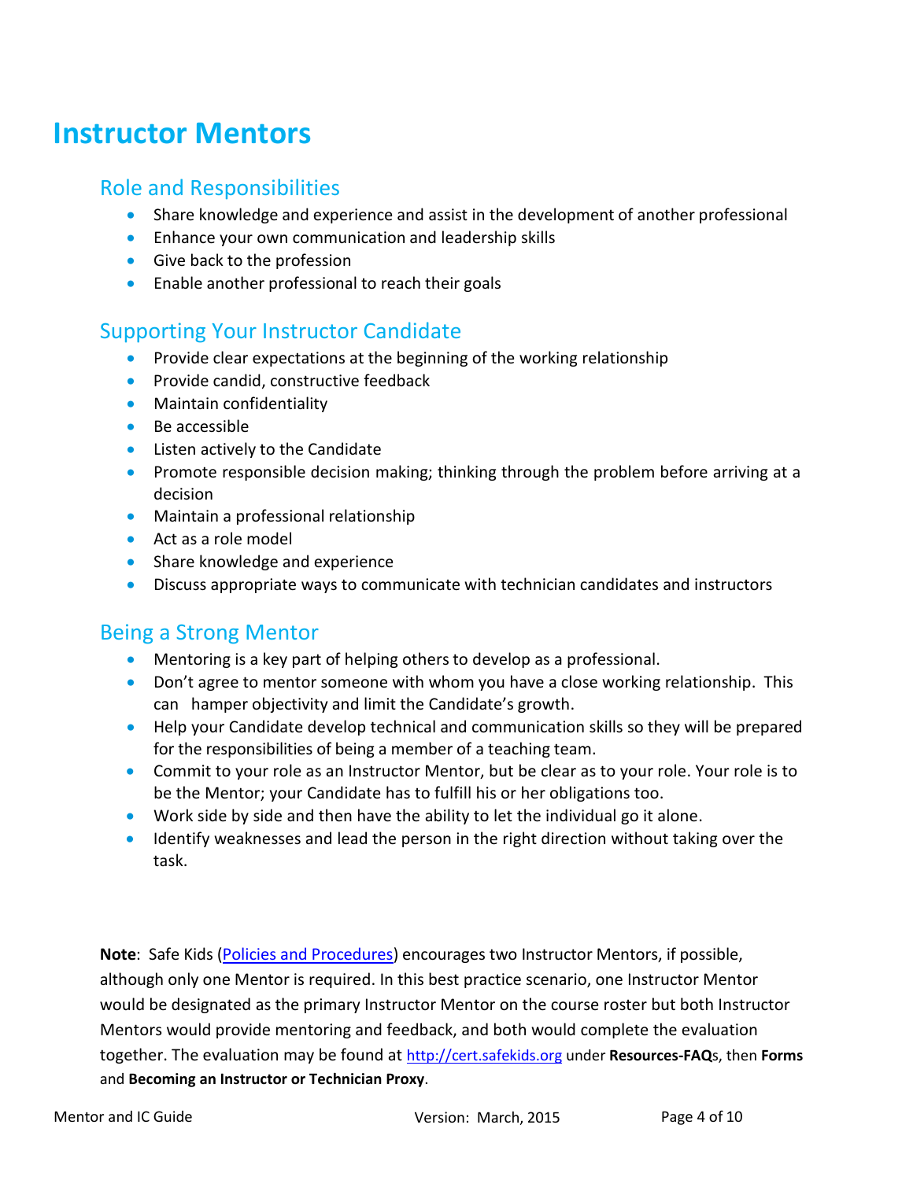# Instructor Mentors

## Role and Responsibilities

- Share knowledge and experience and assist in the development of another professional
- Enhance your own communication and leadership skills
- Give back to the profession
- Enable another professional to reach their goals

## Supporting Your Instructor Candidate

- Provide clear expectations at the beginning of the working relationship
- Provide candid, constructive feedback
- Maintain confidentiality
- Be accessible
- Listen actively to the Candidate
- Promote responsible decision making; thinking through the problem before arriving at a decision
- Maintain a professional relationship
- Act as a role model
- Share knowledge and experience
- Discuss appropriate ways to communicate with technician candidates and instructors

## Being a Strong Mentor

- Mentoring is a key part of helping others to develop as a professional.
- Don't agree to mentor someone with whom you have a close working relationship. This can hamper objectivity and limit the Candidate's growth.
- Help your Candidate develop technical and communication skills so they will be prepared for the responsibilities of being a member of a teaching team.
- Commit to your role as an Instructor Mentor, but be clear as to your role. Your role is to be the Mentor; your Candidate has to fulfill his or her obligations too.
- Work side by side and then have the ability to let the individual go it alone.
- Identify weaknesses and lead the person in the right direction without taking over the task.

**Note**: Safe Kids ([Policies and Procedures]) encourages two Instructor Mentors, if possible, although only one Mentor is required. In this best practice scenario, one Instructor Mentor would be designated as the primary Instructor Mentor on the course roster but both Instructor Mentors would provide mentoring and feedback, and both would complete the evaluation together. The evaluation may be found at http://cert.safekids.org under **Resources-FAQ**s, then **Forms** and **Becoming an Instructor or Technician Proxy**.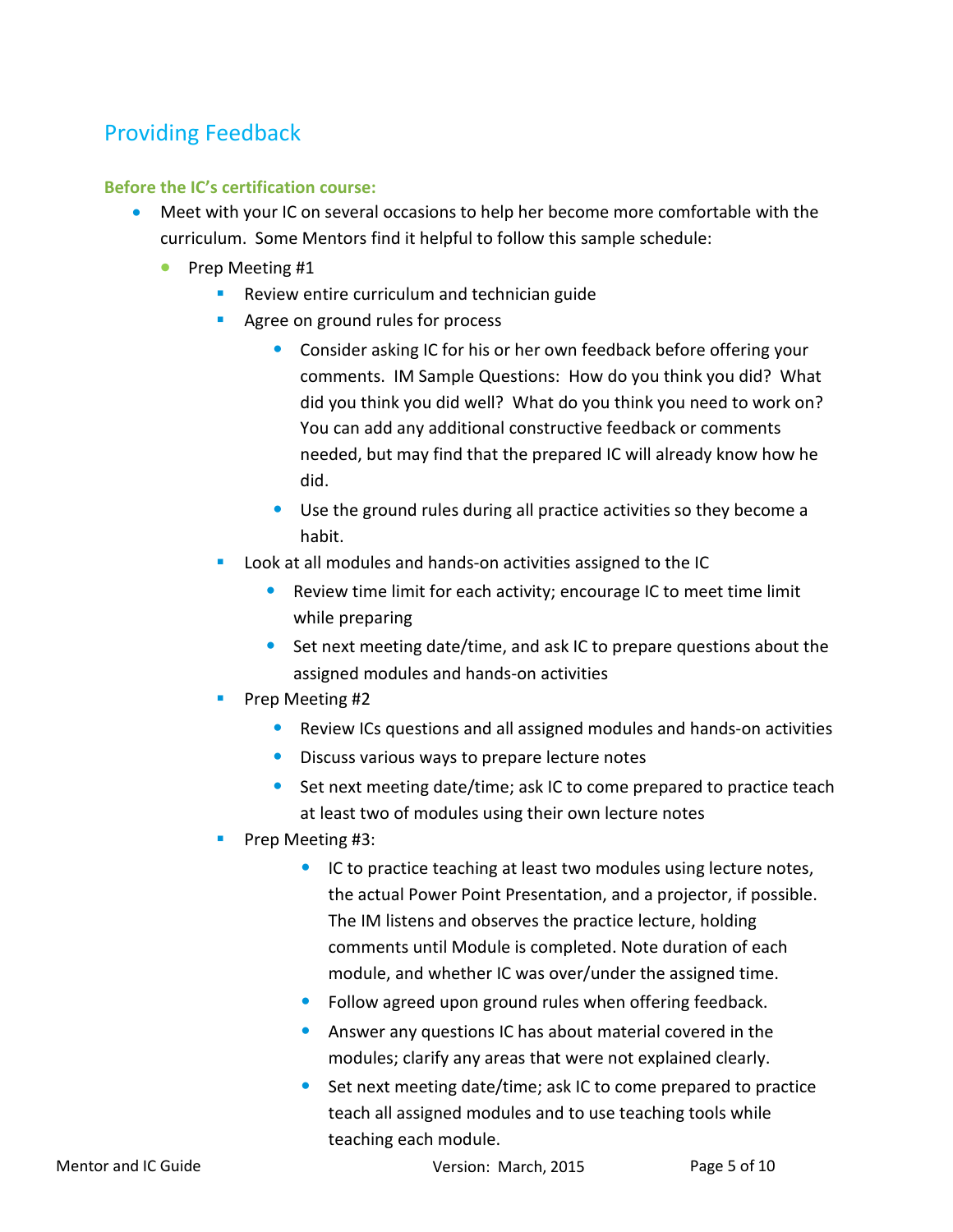## Providing Feedback

**Before the IC's certification course:**

- Meet with your IC on several occasions to help her become more comfortable with the curriculum. Some Mentors find it helpful to follow this sample schedule:
  - Prep Meeting #1
    - Review entire curriculum and technician guide
    - Agree on ground rules for process
      - Consider asking IC for his or her own feedback before offering your comments. IM Sample Questions: How do you think you did? What did you think you did well? What do you think you need to work on? You can add any additional constructive feedback or comments needed, but may find that the prepared IC will already know how he did.
      - Use the ground rules during all practice activities so they become a habit.
    - Look at all modules and hands-on activities assigned to the IC
      - Review time limit for each activity; encourage IC to meet time limit while preparing
      - Set next meeting date/time, and ask IC to prepare questions about the assigned modules and hands-on activities
    - Prep Meeting #2
      - Review ICs questions and all assigned modules and hands-on activities
      - Discuss various ways to prepare lecture notes
      - Set next meeting date/time; ask IC to come prepared to practice teach at least two of modules using their own lecture notes
    - Prep Meeting #3:
      - IC to practice teaching at least two modules using lecture notes, the actual Power Point Presentation, and a projector, if possible. The IM listens and observes the practice lecture, holding comments until Module is completed. Note duration of each module, and whether IC was over/under the assigned time.
      - Follow agreed upon ground rules when offering feedback.
      - Answer any questions IC has about material covered in the modules; clarify any areas that were not explained clearly.
      - Set next meeting date/time; ask IC to come prepared to practice teach all assigned modules and to use teaching tools while teaching each module.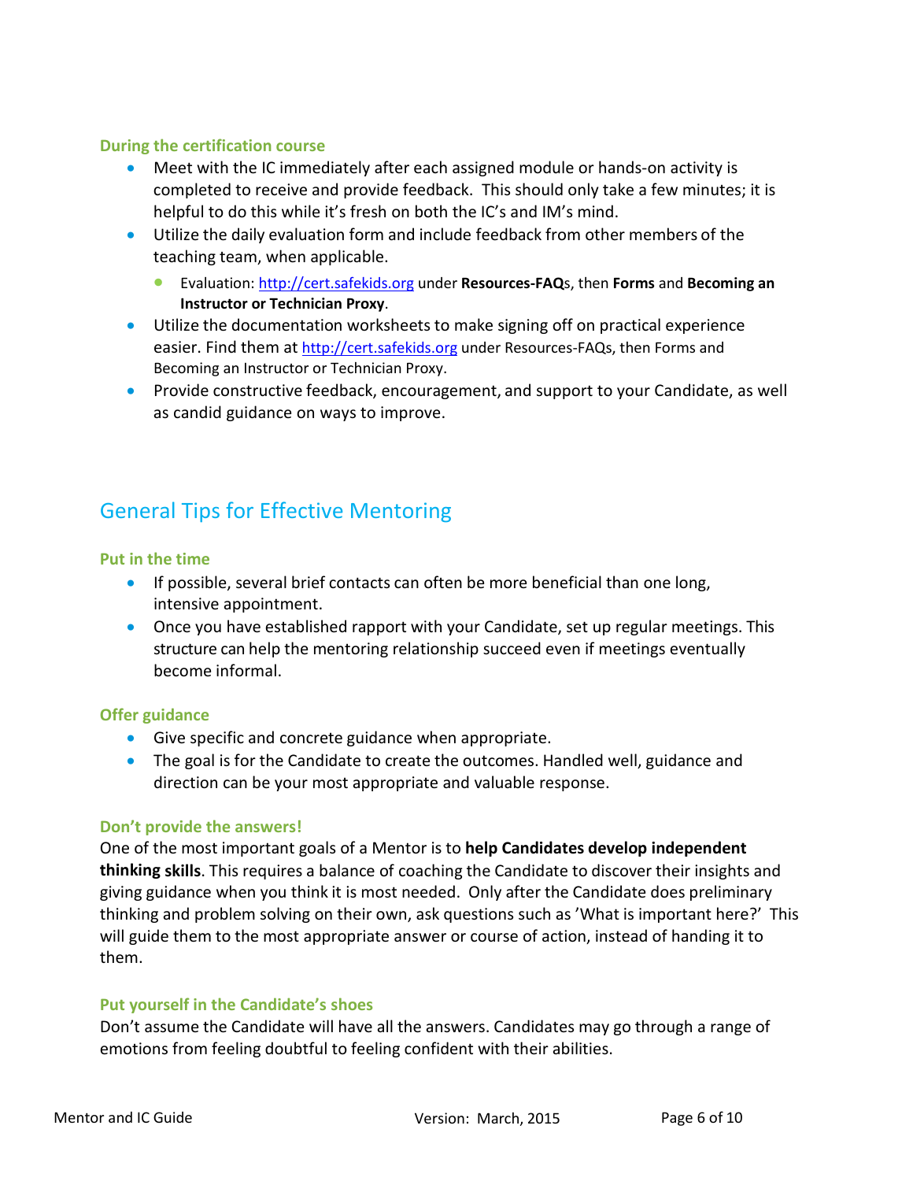### During the certification course

- Meet with the IC immediately after each assigned module or hands-on activity is completed to receive and provide feedback. This should only take a few minutes; it is helpful to do this while it's fresh on both the IC's and IM's mind.
- Utilize the daily evaluation form and include feedback from other members of the teaching team, when applicable.
    - Evaluation: http://cert.safekids.org under **Resources-FAQ**s, then **Forms** and **Becoming an Instructor or Technician Proxy**.
- Utilize the documentation worksheets to make signing off on practical experience easier. Find them at http://cert.safekids.org under Resources-FAQs, then Forms and Becoming an Instructor or Technician Proxy.
- Provide constructive feedback, encouragement, and support to your Candidate, as well as candid guidance on ways to improve.

## General Tips for Effective Mentoring

### Put in the time

- If possible, several brief contacts can often be more beneficial than one long, intensive appointment.
- Once you have established rapport with your Candidate, set up regular meetings. This structure can help the mentoring relationship succeed even if meetings eventually become informal.

### Offer guidance

- Give specific and concrete guidance when appropriate.
- The goal is for the Candidate to create the outcomes. Handled well, guidance and direction can be your most appropriate and valuable response.

### Don't provide the answers!

One of the most important goals of a Mentor is to **help Candidates develop independent thinking skills**. This requires a balance of coaching the Candidate to discover their insights and giving guidance when you think it is most needed. Only after the Candidate does preliminary thinking and problem solving on their own, ask questions such as 'What is important here?' This will guide them to the most appropriate answer or course of action, instead of handing it to them.

### Put yourself in the Candidate's shoes

Don't assume the Candidate will have all the answers. Candidates may go through a range of emotions from feeling doubtful to feeling confident with their abilities.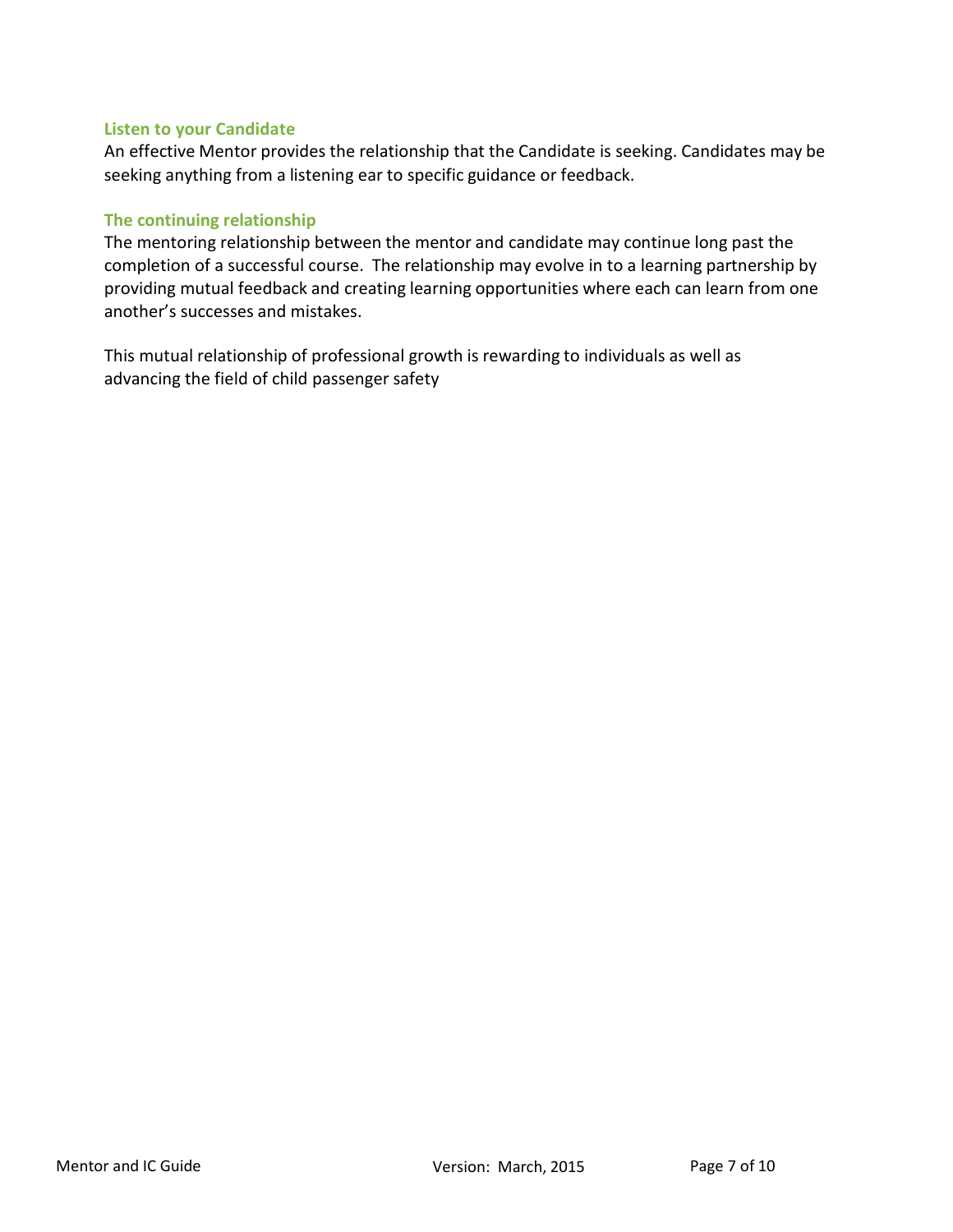### Listen to your Candidate

An effective Mentor provides the relationship that the Candidate is seeking. Candidates may be seeking anything from a listening ear to specific guidance or feedback.

### The continuing relationship

The mentoring relationship between the mentor and candidate may continue long past the completion of a successful course. The relationship may evolve in to a learning partnership by providing mutual feedback and creating learning opportunities where each can learn from one another's successes and mistakes.

This mutual relationship of professional growth is rewarding to individuals as well as advancing the field of child passenger safety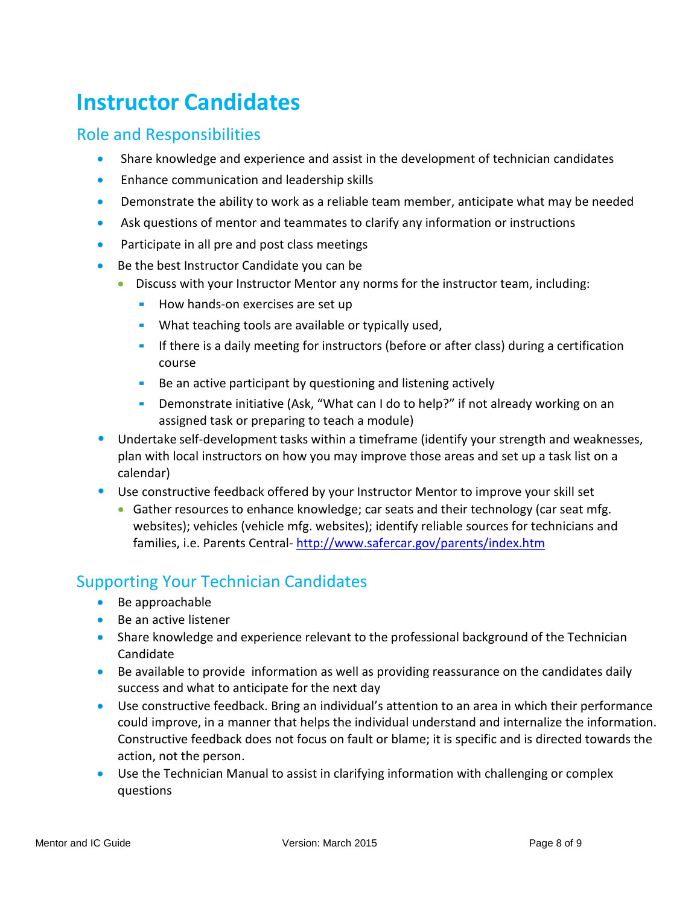# Instructor Candidates

## Role and Responsibilities

- Share knowledge and experience and assist in the development of technician candidates
- Enhance communication and leadership skills
- Demonstrate the ability to work as a reliable team member, anticipate what may be needed
- Ask questions of mentor and teammates to clarify any information or instructions
- Participate in all pre and post class meetings
- Be the best Instructor Candidate you can be
  - Discuss with your Instructor Mentor any norms for the instructor team, including:
    - How hands-on exercises are set up
    - What teaching tools are available or typically used,
    - If there is a daily meeting for instructors (before or after class) during a certification course
    - Be an active participant by questioning and listening actively
    - Demonstrate initiative (Ask, "What can I do to help?" if not already working on an assigned task or preparing to teach a module)
- Undertake self-development tasks within a timeframe (identify your strength and weaknesses, plan with local instructors on how you may improve those areas and set up a task list on a calendar)
- Use constructive feedback offered by your Instructor Mentor to improve your skill set
  - Gather resources to enhance knowledge; car seats and their technology (car seat mfg. websites); vehicles (vehicle mfg. websites); identify reliable sources for technicians and families, i.e. Parents Central- [http://www.safercar.gov/parents/index.htm](http://www.safercar.gov/parents/index.htm)

## Supporting Your Technician Candidates

- Be approachable
- Be an active listener
- Share knowledge and experience relevant to the professional background of the Technician Candidate
- Be available to provide information as well as providing reassurance on the candidates daily success and what to anticipate for the next day
- Use constructive feedback. Bring an individual's attention to an area in which their performance could improve, in a manner that helps the individual understand and internalize the information. Constructive feedback does not focus on fault or blame; it is specific and is directed towards the action, not the person.
- Use the Technician Manual to assist in clarifying information with challenging or complex questions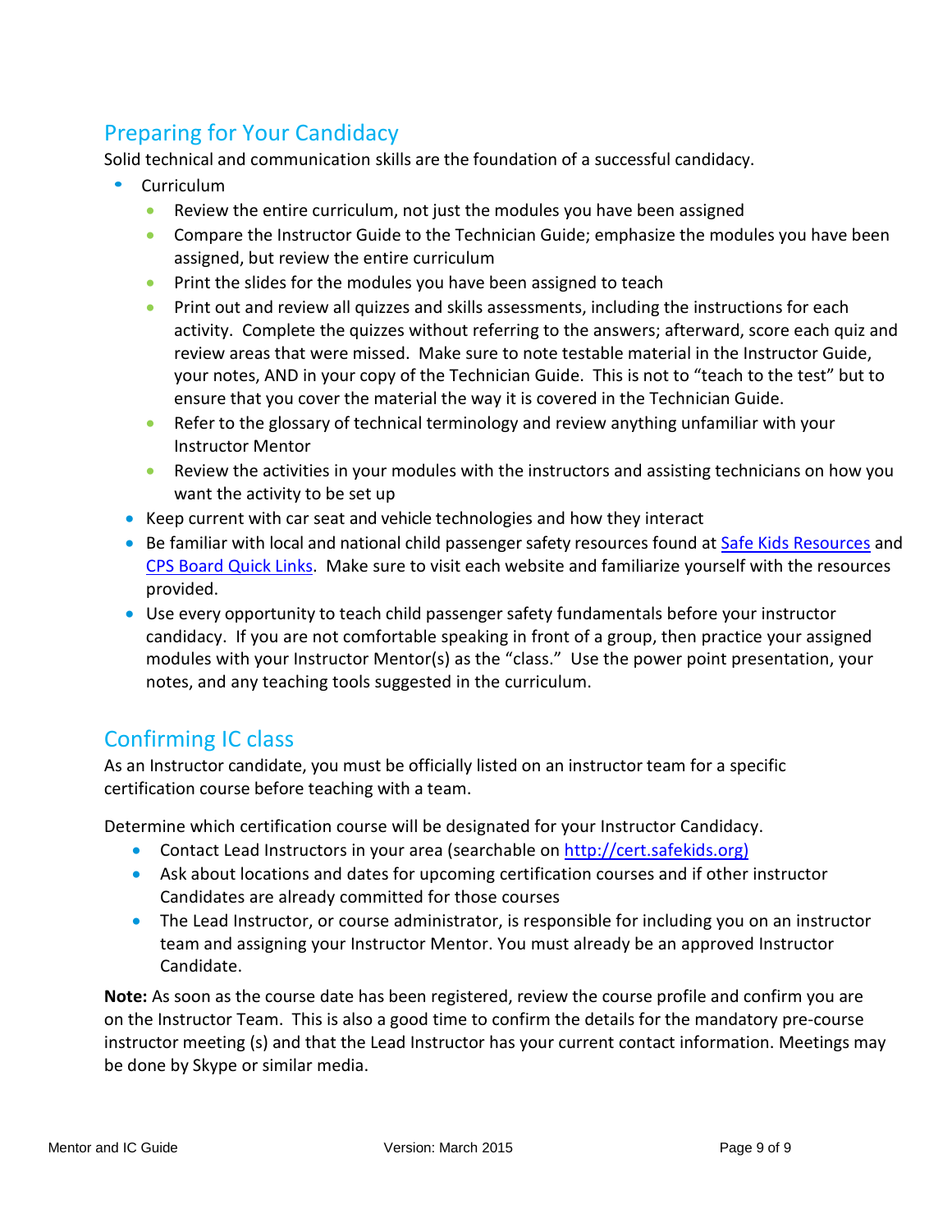## Preparing for Your Candidacy

Solid technical and communication skills are the foundation of a successful candidacy.

- Curriculum
  - Review the entire curriculum, not just the modules you have been assigned
  - Compare the Instructor Guide to the Technician Guide; emphasize the modules you have been assigned, but review the entire curriculum
  - Print the slides for the modules you have been assigned to teach
  - Print out and review all quizzes and skills assessments, including the instructions for each activity. Complete the quizzes without referring to the answers; afterward, score each quiz and review areas that were missed. Make sure to note testable material in the Instructor Guide, your notes, AND in your copy of the Technician Guide. This is not to "teach to the test" but to ensure that you cover the material the way it is covered in the Technician Guide.
  - Refer to the glossary of technical terminology and review anything unfamiliar with your Instructor Mentor
  - Review the activities in your modules with the instructors and assisting technicians on how you want the activity to be set up
- Keep current with car seat and vehicle technologies and how they interact
- Be familiar with local and national child passenger safety resources found at Safe Kids Resources and CPS Board Quick Links. Make sure to visit each website and familiarize yourself with the resources provided.
- Use every opportunity to teach child passenger safety fundamentals before your instructor candidacy. If you are not comfortable speaking in front of a group, then practice your assigned modules with your Instructor Mentor(s) as the "class." Use the power point presentation, your notes, and any teaching tools suggested in the curriculum.

## Confirming IC class

As an Instructor candidate, you must be officially listed on an instructor team for a specific certification course before teaching with a team.

Determine which certification course will be designated for your Instructor Candidacy.

- Contact Lead Instructors in your area (searchable on http://cert.safekids.org)
- Ask about locations and dates for upcoming certification courses and if other instructor Candidates are already committed for those courses
- The Lead Instructor, or course administrator, is responsible for including you on an instructor team and assigning your Instructor Mentor. You must already be an approved Instructor Candidate.

**Note:** As soon as the course date has been registered, review the course profile and confirm you are on the Instructor Team. This is also a good time to confirm the details for the mandatory pre-course instructor meeting (s) and that the Lead Instructor has your current contact information. Meetings may be done by Skype or similar media.